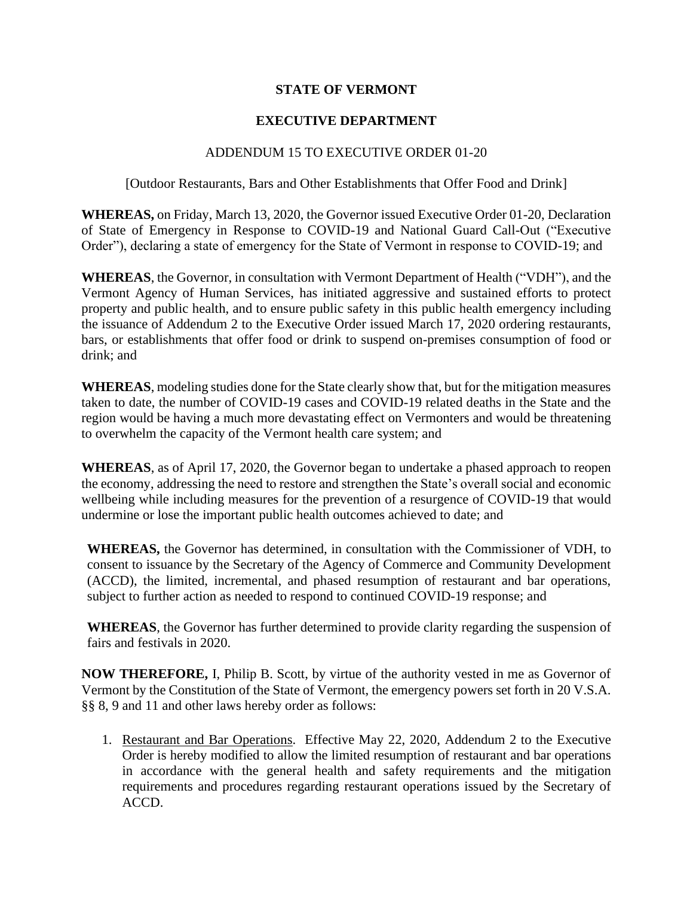**STATE OF VERMONT**

**EXECUTIVE DEPARTMENT**

ADDENDUM 15 TO EXECUTIVE ORDER 01-20

[Outdoor Restaurants, Bars and Other Establishments that Offer Food and Drink]

**WHEREAS,** on Friday, March 13, 2020, the Governor issued Executive Order 01-20, Declaration of State of Emergency in Response to COVID-19 and National Guard Call-Out ("Executive Order"), declaring a state of emergency for the State of Vermont in response to COVID-19; and

**WHEREAS**, the Governor, in consultation with Vermont Department of Health ("VDH"), and the Vermont Agency of Human Services, has initiated aggressive and sustained efforts to protect property and public health, and to ensure public safety in this public health emergency including the issuance of Addendum 2 to the Executive Order issued March 17, 2020 ordering restaurants, bars, or establishments that offer food or drink to suspend on-premises consumption of food or drink; and

**WHEREAS**, modeling studies done for the State clearly show that, but for the mitigation measures taken to date, the number of COVID-19 cases and COVID-19 related deaths in the State and the region would be having a much more devastating effect on Vermonters and would be threatening to overwhelm the capacity of the Vermont health care system; and

**WHEREAS**, as of April 17, 2020, the Governor began to undertake a phased approach to reopen the economy, addressing the need to restore and strengthen the State's overall social and economic wellbeing while including measures for the prevention of a resurgence of COVID-19 that would undermine or lose the important public health outcomes achieved to date; and

**WHEREAS,** the Governor has determined, in consultation with the Commissioner of VDH, to consent to issuance by the Secretary of the Agency of Commerce and Community Development (ACCD), the limited, incremental, and phased resumption of restaurant and bar operations, subject to further action as needed to respond to continued COVID-19 response; and

**WHEREAS**, the Governor has further determined to provide clarity regarding the suspension of fairs and festivals in 2020.

**NOW THEREFORE,** I, Philip B. Scott, by virtue of the authority vested in me as Governor of Vermont by the Constitution of the State of Vermont, the emergency powers set forth in 20 V.S.A. §§ 8, 9 and 11 and other laws hereby order as follows:

1. Restaurant and Bar Operations. Effective May 22, 2020, Addendum 2 to the Executive Order is hereby modified to allow the limited resumption of restaurant and bar operations in accordance with the general health and safety requirements and the mitigation requirements and procedures regarding restaurant operations issued by the Secretary of ACCD.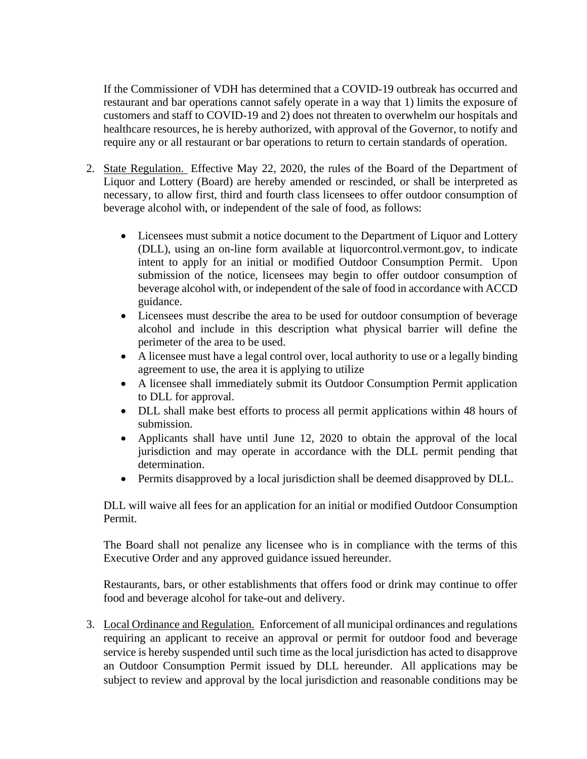If the Commissioner of VDH has determined that a COVID-19 outbreak has occurred and restaurant and bar operations cannot safely operate in a way that 1) limits the exposure of customers and staff to COVID-19 and 2) does not threaten to overwhelm our hospitals and healthcare resources, he is hereby authorized, with approval of the Governor, to notify and require any or all restaurant or bar operations to return to certain standards of operation.

2. State Regulation. Effective May 22, 2020, the rules of the Board of the Department of Liquor and Lottery (Board) are hereby amended or rescinded, or shall be interpreted as necessary, to allow first, third and fourth class licensees to offer outdoor consumption of beverage alcohol with, or independent of the sale of food, as follows:

   - Licensees must submit a notice document to the Department of Liquor and Lottery (DLL), using an on-line form available at liquorcontrol.vermont.gov, to indicate intent to apply for an initial or modified Outdoor Consumption Permit. Upon submission of the notice, licensees may begin to offer outdoor consumption of beverage alcohol with, or independent of the sale of food in accordance with ACCD guidance.
   - Licensees must describe the area to be used for outdoor consumption of beverage alcohol and include in this description what physical barrier will define the perimeter of the area to be used.
   - A licensee must have a legal control over, local authority to use or a legally binding agreement to use, the area it is applying to utilize
   - A licensee shall immediately submit its Outdoor Consumption Permit application to DLL for approval.
   - DLL shall make best efforts to process all permit applications within 48 hours of submission.
   - Applicants shall have until June 12, 2020 to obtain the approval of the local jurisdiction and may operate in accordance with the DLL permit pending that determination.
   - Permits disapproved by a local jurisdiction shall be deemed disapproved by DLL.

   DLL will waive all fees for an application for an initial or modified Outdoor Consumption Permit.

   The Board shall not penalize any licensee who is in compliance with the terms of this Executive Order and any approved guidance issued hereunder.

   Restaurants, bars, or other establishments that offers food or drink may continue to offer food and beverage alcohol for take-out and delivery.

3. Local Ordinance and Regulation. Enforcement of all municipal ordinances and regulations requiring an applicant to receive an approval or permit for outdoor food and beverage service is hereby suspended until such time as the local jurisdiction has acted to disapprove an Outdoor Consumption Permit issued by DLL hereunder. All applications may be subject to review and approval by the local jurisdiction and reasonable conditions may be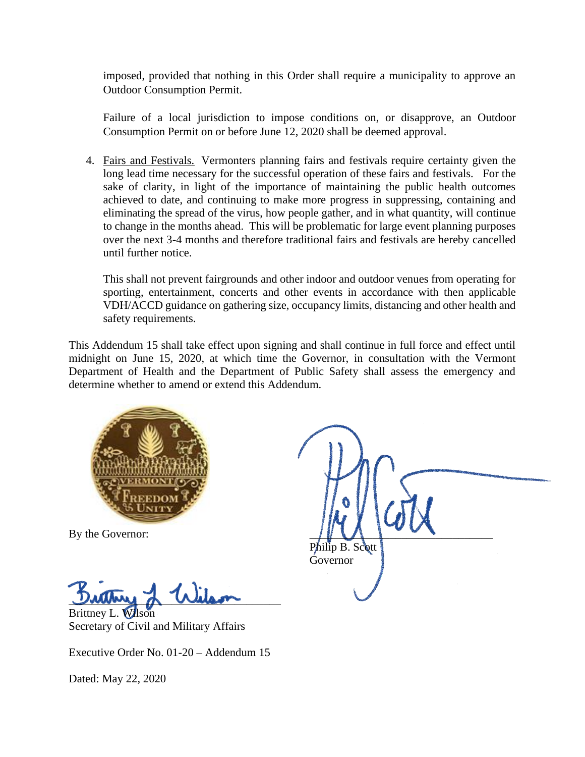imposed, provided that nothing in this Order shall require a municipality to approve an Outdoor Consumption Permit.

Failure of a local jurisdiction to impose conditions on, or disapprove, an Outdoor Consumption Permit on or before June 12, 2020 shall be deemed approval.

4. Fairs and Festivals. Vermonters planning fairs and festivals require certainty given the long lead time necessary for the successful operation of these fairs and festivals. For the sake of clarity, in light of the importance of maintaining the public health outcomes achieved to date, and continuing to make more progress in suppressing, containing and eliminating the spread of the virus, how people gather, and in what quantity, will continue to change in the months ahead. This will be problematic for large event planning purposes over the next 3-4 months and therefore traditional fairs and festivals are hereby cancelled until further notice.

   This shall not prevent fairgrounds and other indoor and outdoor venues from operating for sporting, entertainment, concerts and other events in accordance with then applicable VDH/ACCD guidance on gathering size, occupancy limits, distancing and other health and safety requirements.

This Addendum 15 shall take effect upon signing and shall continue in full force and effect until midnight on June 15, 2020, at which time the Governor, in consultation with the Vermont Department of Health and the Department of Public Safety shall assess the emergency and determine whether to amend or extend this Addendum.

By the Governor:

Philip B. Scott
Governor

Brittney L. Wilson
Secretary of Civil and Military Affairs

Executive Order No. 01-20 – Addendum 15

Dated: May 22, 2020